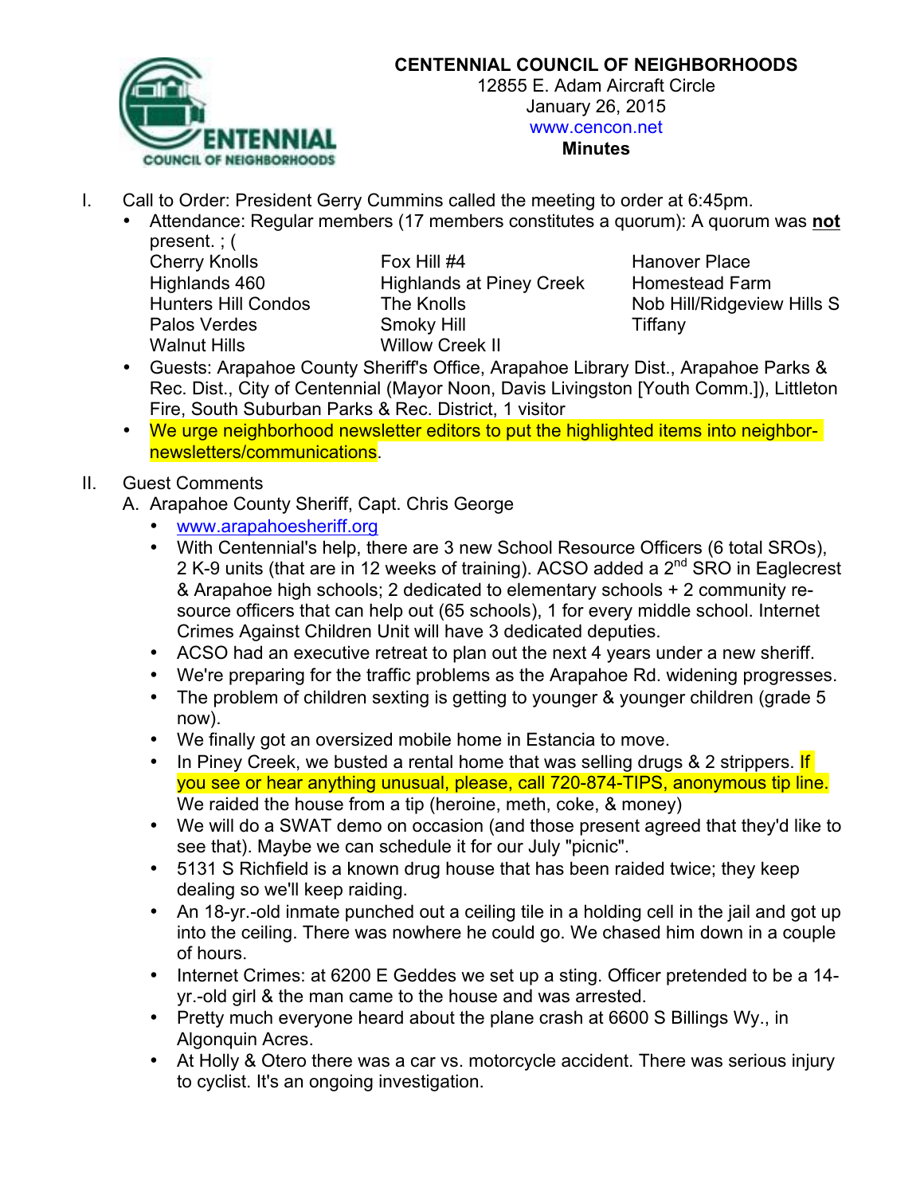# CENTENNIAL COUNCIL OF NEIGHBORHOODS

12855 E. Adam Aircraft Circle
January 26, 2015
www.cencon.net
**Minutes**

I. Call to Order: President Gerry Cummins called the meeting to order at 6:45pm.
   - Attendance: Regular members (17 members constitutes a quorum): A quorum was **not** present. ; (

| | | |
|---|---|---|
| Cherry Knolls | Fox Hill #4 | Hanover Place |
| Highlands 460 | Highlands at Piney Creek | Homestead Farm |
| Hunters Hill Condos | The Knolls | Nob Hill/Ridgeview Hills S |
| Palos Verdes | Smoky Hill | Tiffany |
| Walnut Hills | Willow Creek II | |

   - Guests: Arapahoe County Sheriff's Office, Arapahoe Library Dist., Arapahoe Parks & Rec. Dist., City of Centennial (Mayor Noon, Davis Livingston [Youth Comm.]), Littleton Fire, South Suburban Parks & Rec. District, 1 visitor
   - We urge neighborhood newsletter editors to put the highlighted items into neighbor-newsletters/communications.

II. Guest Comments

A. Arapahoe County Sheriff, Capt. Chris George
   - www.arapahoesheriff.org
   - With Centennial's help, there are 3 new School Resource Officers (6 total SROs), 2 K-9 units (that are in 12 weeks of training). ACSO added a 2nd SRO in Eaglecrest & Arapahoe high schools; 2 dedicated to elementary schools + 2 community resource officers that can help out (65 schools), 1 for every middle school. Internet Crimes Against Children Unit will have 3 dedicated deputies.
   - ACSO had an executive retreat to plan out the next 4 years under a new sheriff.
   - We're preparing for the traffic problems as the Arapahoe Rd. widening progresses.
   - The problem of children sexting is getting to younger & younger children (grade 5 now).
   - We finally got an oversized mobile home in Estancia to move.
   - In Piney Creek, we busted a rental home that was selling drugs & 2 strippers. If you see or hear anything unusual, please, call 720-874-TIPS, anonymous tip line. We raided the house from a tip (heroine, meth, coke, & money)
   - We will do a SWAT demo on occasion (and those present agreed that they'd like to see that). Maybe we can schedule it for our July "picnic".
   - 5131 S Richfield is a known drug house that has been raided twice; they keep dealing so we'll keep raiding.
   - An 18-yr.-old inmate punched out a ceiling tile in a holding cell in the jail and got up into the ceiling. There was nowhere he could go. We chased him down in a couple of hours.
   - Internet Crimes: at 6200 E Geddes we set up a sting. Officer pretended to be a 14-yr.-old girl & the man came to the house and was arrested.
   - Pretty much everyone heard about the plane crash at 6600 S Billings Wy., in Algonquin Acres.
   - At Holly & Otero there was a car vs. motorcycle accident. There was serious injury to cyclist. It's an ongoing investigation.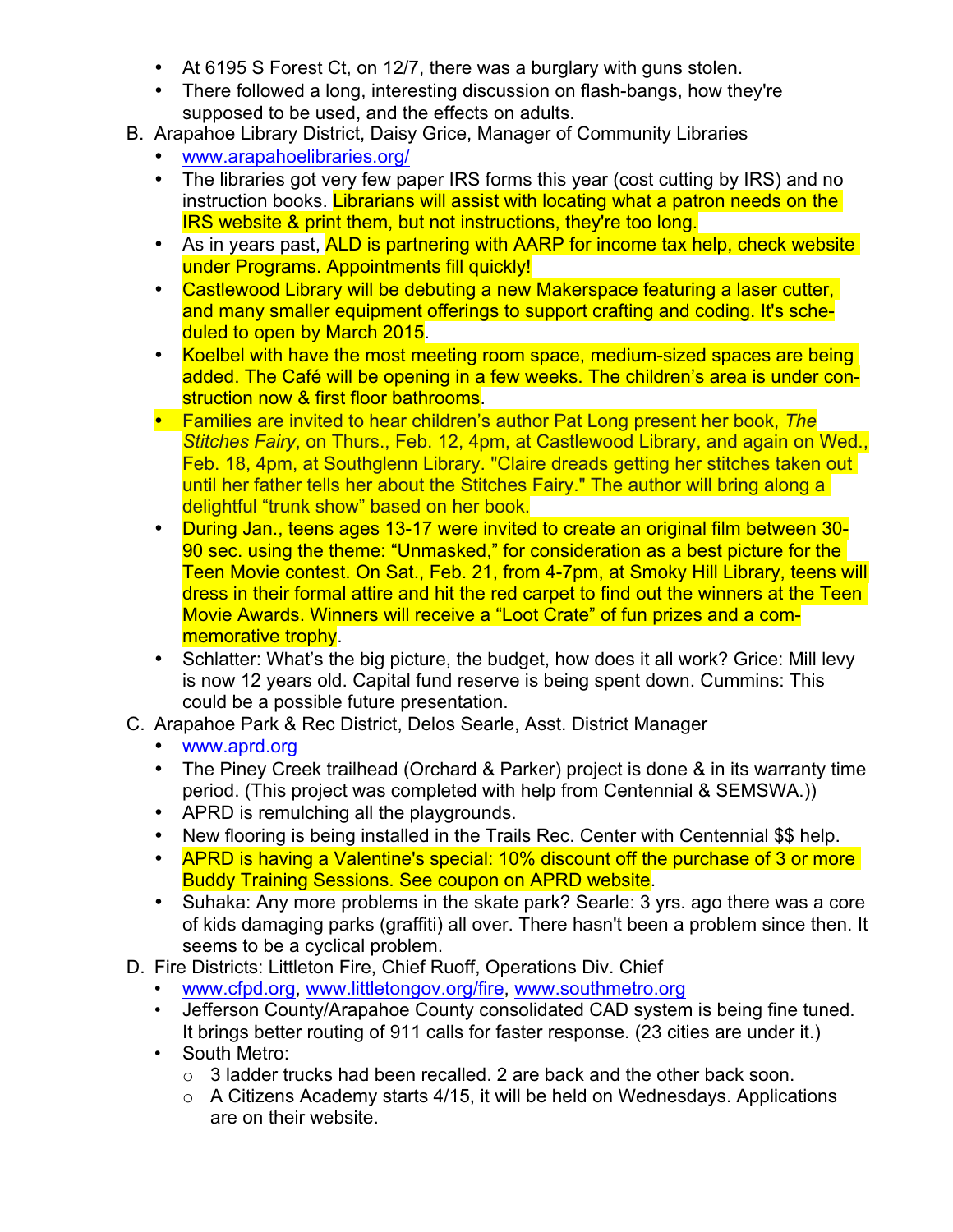- At 6195 S Forest Ct, on 12/7, there was a burglary with guns stolen.
- There followed a long, interesting discussion on flash-bangs, how they're supposed to be used, and the effects on adults.

B. Arapahoe Library District, Daisy Grice, Manager of Community Libraries

- www.arapahoelibraries.org/
- The libraries got very few paper IRS forms this year (cost cutting by IRS) and no instruction books. Librarians will assist with locating what a patron needs on the IRS website & print them, but not instructions, they're too long.
- As in years past, ALD is partnering with AARP for income tax help, check website under Programs. Appointments fill quickly!
- Castlewood Library will be debuting a new Makerspace featuring a laser cutter, and many smaller equipment offerings to support crafting and coding. It's scheduled to open by March 2015.
- Koelbel with have the most meeting room space, medium-sized spaces are being added. The Café will be opening in a few weeks. The children's area is under construction now & first floor bathrooms.
- Families are invited to hear children's author Pat Long present her book, *The Stitches Fairy*, on Thurs., Feb. 12, 4pm, at Castlewood Library, and again on Wed., Feb. 18, 4pm, at Southglenn Library. "Claire dreads getting her stitches taken out until her father tells her about the Stitches Fairy." The author will bring along a delightful "trunk show" based on her book.
- During Jan., teens ages 13-17 were invited to create an original film between 30-90 sec. using the theme: "Unmasked," for consideration as a best picture for the Teen Movie contest. On Sat., Feb. 21, from 4-7pm, at Smoky Hill Library, teens will dress in their formal attire and hit the red carpet to find out the winners at the Teen Movie Awards. Winners will receive a "Loot Crate" of fun prizes and a commemorative trophy.
- Schlatter: What's the big picture, the budget, how does it all work? Grice: Mill levy is now 12 years old. Capital fund reserve is being spent down. Cummins: This could be a possible future presentation.

C. Arapahoe Park & Rec District, Delos Searle, Asst. District Manager

- www.aprd.org
- The Piney Creek trailhead (Orchard & Parker) project is done & in its warranty time period. (This project was completed with help from Centennial & SEMSWA.))
- APRD is remulching all the playgrounds.
- New flooring is being installed in the Trails Rec. Center with Centennial $$ help.
- APRD is having a Valentine's special: 10% discount off the purchase of 3 or more Buddy Training Sessions. See coupon on APRD website.
- Suhaka: Any more problems in the skate park? Searle: 3 yrs. ago there was a core of kids damaging parks (graffiti) all over. There hasn't been a problem since then. It seems to be a cyclical problem.

D. Fire Districts: Littleton Fire, Chief Ruoff, Operations Div. Chief

- www.cfpd.org, www.littletongov.org/fire, www.southmetro.org
- Jefferson County/Arapahoe County consolidated CAD system is being fine tuned. It brings better routing of 911 calls for faster response. (23 cities are under it.)
- South Metro:
  - 3 ladder trucks had been recalled. 2 are back and the other back soon.
  - A Citizens Academy starts 4/15, it will be held on Wednesdays. Applications are on their website.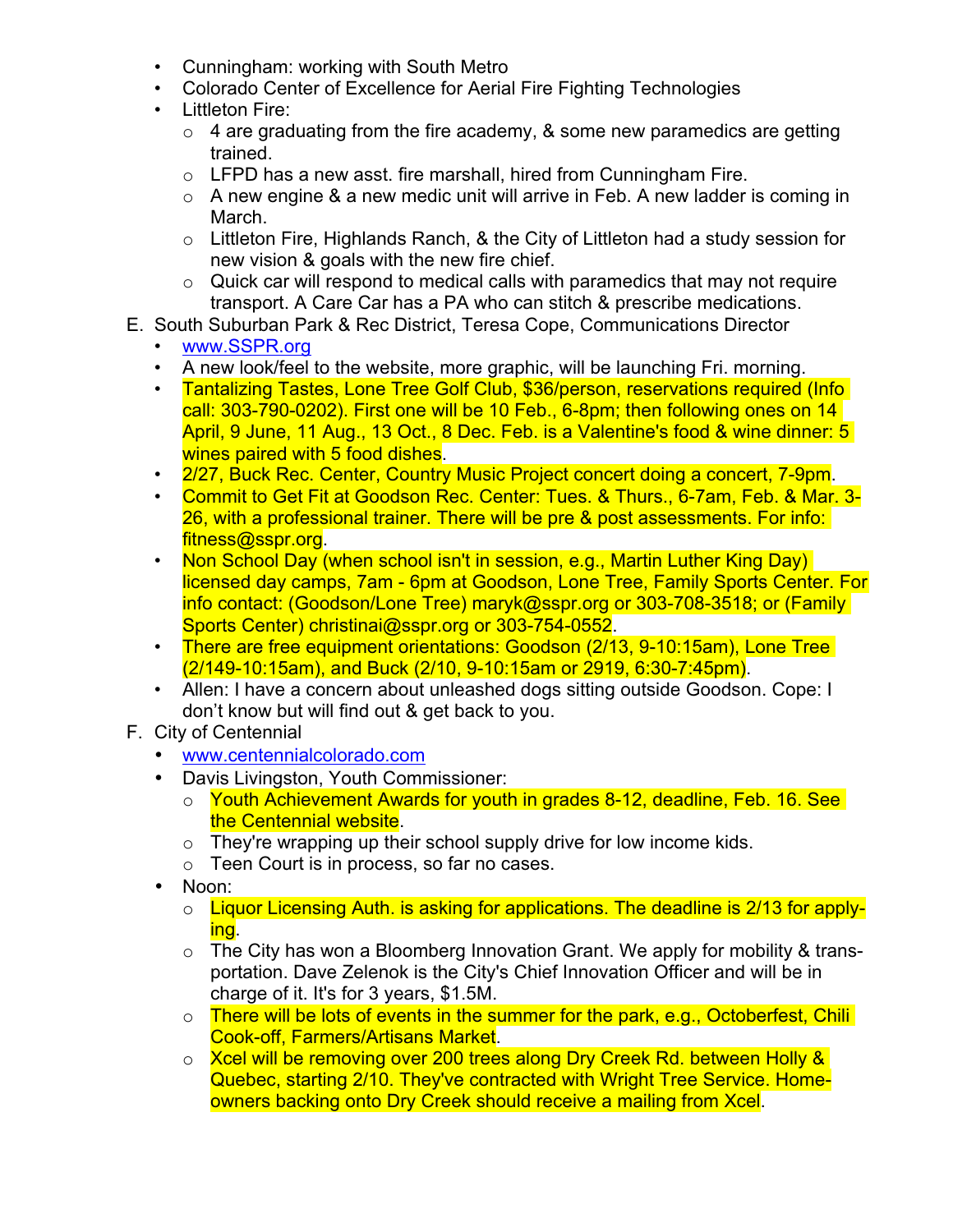- Cunningham: working with South Metro
- Colorado Center of Excellence for Aerial Fire Fighting Technologies
- Littleton Fire:
  - 4 are graduating from the fire academy, & some new paramedics are getting trained.
  - LFPD has a new asst. fire marshall, hired from Cunningham Fire.
  - A new engine & a new medic unit will arrive in Feb. A new ladder is coming in March.
  - Littleton Fire, Highlands Ranch, & the City of Littleton had a study session for new vision & goals with the new fire chief.
  - Quick car will respond to medical calls with paramedics that may not require transport. A Care Car has a PA who can stitch & prescribe medications.

E. South Suburban Park & Rec District, Teresa Cope, Communications Director
- www.SSPR.org
- A new look/feel to the website, more graphic, will be launching Fri. morning.
- Tantalizing Tastes, Lone Tree Golf Club, $36/person, reservations required (Info call: 303-790-0202). First one will be 10 Feb., 6-8pm; then following ones on 14 April, 9 June, 11 Aug., 13 Oct., 8 Dec. Feb. is a Valentine's food & wine dinner: 5 wines paired with 5 food dishes.
- 2/27, Buck Rec. Center, Country Music Project concert doing a concert, 7-9pm.
- Commit to Get Fit at Goodson Rec. Center: Tues. & Thurs., 6-7am, Feb. & Mar. 3-26, with a professional trainer. There will be pre & post assessments. For info: fitness@sspr.org.
- Non School Day (when school isn't in session, e.g., Martin Luther King Day) licensed day camps, 7am - 6pm at Goodson, Lone Tree, Family Sports Center. For info contact: (Goodson/Lone Tree) maryk@sspr.org or 303-708-3518; or (Family Sports Center) christinai@sspr.org or 303-754-0552.
- There are free equipment orientations: Goodson (2/13, 9-10:15am), Lone Tree (2/149-10:15am), and Buck (2/10, 9-10:15am or 2919, 6:30-7:45pm).
- Allen: I have a concern about unleashed dogs sitting outside Goodson. Cope: I don't know but will find out & get back to you.

F. City of Centennial
- www.centennialcolorado.com
- Davis Livingston, Youth Commissioner:
  - Youth Achievement Awards for youth in grades 8-12, deadline, Feb. 16. See the Centennial website.
  - They're wrapping up their school supply drive for low income kids.
  - Teen Court is in process, so far no cases.
- Noon:
  - Liquor Licensing Auth. is asking for applications. The deadline is 2/13 for applying.
  - The City has won a Bloomberg Innovation Grant. We apply for mobility & transportation. Dave Zelenok is the City's Chief Innovation Officer and will be in charge of it. It's for 3 years, $1.5M.
  - There will be lots of events in the summer for the park, e.g., Octoberfest, Chili Cook-off, Farmers/Artisans Market.
  - Xcel will be removing over 200 trees along Dry Creek Rd. between Holly & Quebec, starting 2/10. They've contracted with Wright Tree Service. Homeowners backing onto Dry Creek should receive a mailing from Xcel.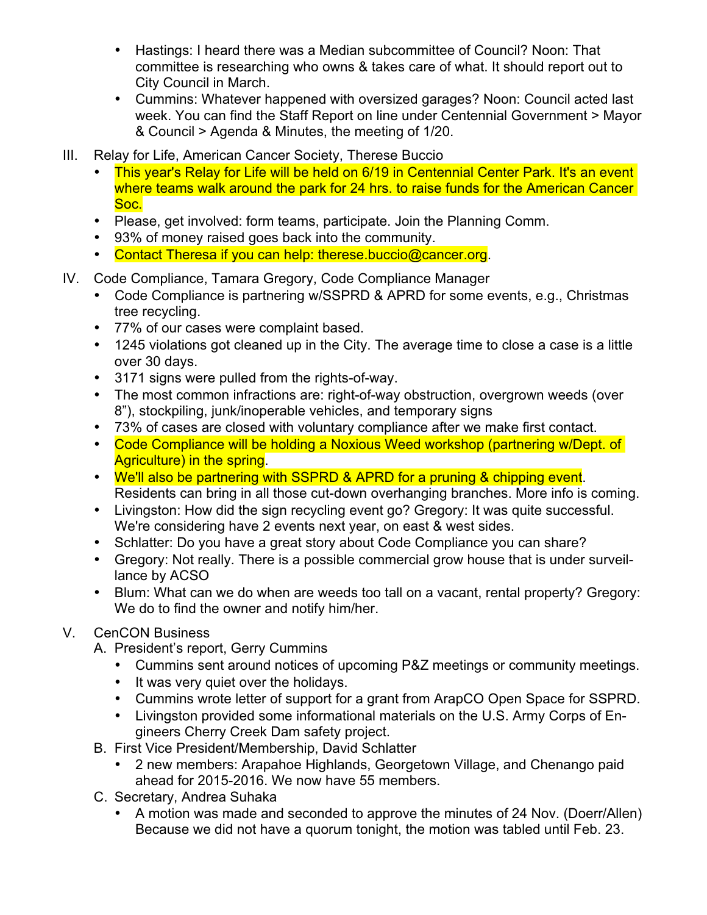- Hastings: I heard there was a Median subcommittee of Council? Noon: That committee is researching who owns & takes care of what. It should report out to City Council in March.
- Cummins: Whatever happened with oversized garages? Noon: Council acted last week. You can find the Staff Report on line under Centennial Government > Mayor & Council > Agenda & Minutes, the meeting of 1/20.

III. Relay for Life, American Cancer Society, Therese Buccio

- This year's Relay for Life will be held on 6/19 in Centennial Center Park. It's an event where teams walk around the park for 24 hrs. to raise funds for the American Cancer Soc.
- Please, get involved: form teams, participate. Join the Planning Comm.
- 93% of money raised goes back into the community.
- Contact Theresa if you can help: therese.buccio@cancer.org.

IV. Code Compliance, Tamara Gregory, Code Compliance Manager

- Code Compliance is partnering w/SSPRD & APRD for some events, e.g., Christmas tree recycling.
- 77% of our cases were complaint based.
- 1245 violations got cleaned up in the City. The average time to close a case is a little over 30 days.
- 3171 signs were pulled from the rights-of-way.
- The most common infractions are: right-of-way obstruction, overgrown weeds (over 8"), stockpiling, junk/inoperable vehicles, and temporary signs
- 73% of cases are closed with voluntary compliance after we make first contact.
- Code Compliance will be holding a Noxious Weed workshop (partnering w/Dept. of Agriculture) in the spring.
- We'll also be partnering with SSPRD & APRD for a pruning & chipping event. Residents can bring in all those cut-down overhanging branches. More info is coming.
- Livingston: How did the sign recycling event go? Gregory: It was quite successful. We're considering have 2 events next year, on east & west sides.
- Schlatter: Do you have a great story about Code Compliance you can share?
- Gregory: Not really. There is a possible commercial grow house that is under surveillance by ACSO
- Blum: What can we do when are weeds too tall on a vacant, rental property? Gregory: We do to find the owner and notify him/her.

V. CenCON Business

A. President's report, Gerry Cummins

- Cummins sent around notices of upcoming P&Z meetings or community meetings.
- It was very quiet over the holidays.
- Cummins wrote letter of support for a grant from ArapCO Open Space for SSPRD.
- Livingston provided some informational materials on the U.S. Army Corps of Engineers Cherry Creek Dam safety project.

B. First Vice President/Membership, David Schlatter

- 2 new members: Arapahoe Highlands, Georgetown Village, and Chenango paid ahead for 2015-2016. We now have 55 members.

C. Secretary, Andrea Suhaka

- A motion was made and seconded to approve the minutes of 24 Nov. (Doerr/Allen) Because we did not have a quorum tonight, the motion was tabled until Feb. 23.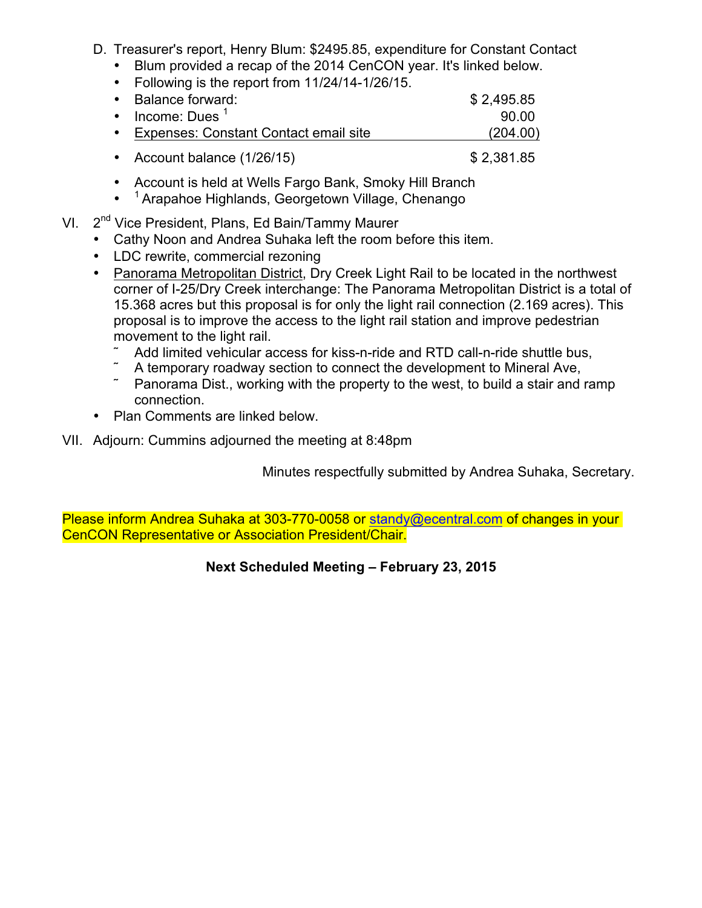D. Treasurer's report, Henry Blum: $2495.85, expenditure for Constant Contact
   - Blum provided a recap of the 2014 CenCON year. It's linked below.
   - Following is the report from 11/24/14-1/26/15.
   - Balance forward: $ 2,495.85
   - Income: Dues [1] 90.00
   - Expenses: Constant Contact email site (204.00)
   - Account balance (1/26/15) $ 2,381.85
   - Account is held at Wells Fargo Bank, Smoky Hill Branch
   - [1] Arapahoe Highlands, Georgetown Village, Chenango

VI. 2nd Vice President, Plans, Ed Bain/Tammy Maurer
   - Cathy Noon and Andrea Suhaka left the room before this item.
   - LDC rewrite, commercial rezoning
   - Panorama Metropolitan District, Dry Creek Light Rail to be located in the northwest corner of I-25/Dry Creek interchange: The Panorama Metropolitan District is a total of 15.368 acres but this proposal is for only the light rail connection (2.169 acres). This proposal is to improve the access to the light rail station and improve pedestrian movement to the light rail.
     - Add limited vehicular access for kiss-n-ride and RTD call-n-ride shuttle bus,
     - A temporary roadway section to connect the development to Mineral Ave,
     - Panorama Dist., working with the property to the west, to build a stair and ramp connection.
   - Plan Comments are linked below.

VII. Adjourn: Cummins adjourned the meeting at 8:48pm

Minutes respectfully submitted by Andrea Suhaka, Secretary.

Please inform Andrea Suhaka at 303-770-0058 or standy@ecentral.com of changes in your CenCON Representative or Association President/Chair.

**Next Scheduled Meeting – February 23, 2015**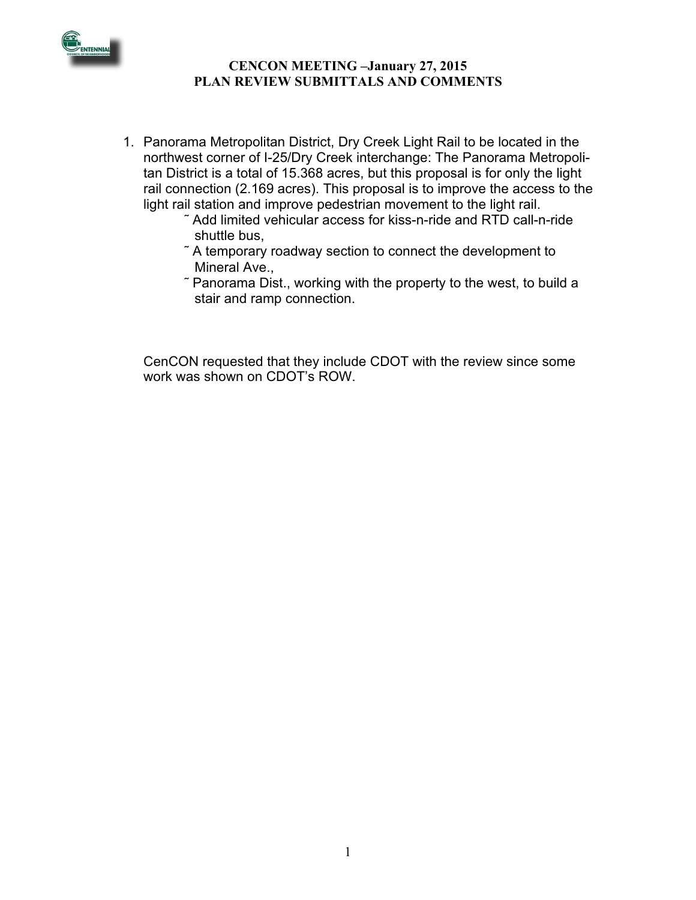**CENCON MEETING –January 27, 2015**
**PLAN REVIEW SUBMITTALS AND COMMENTS**

1. Panorama Metropolitan District, Dry Creek Light Rail to be located in the northwest corner of I-25/Dry Creek interchange: The Panorama Metropolitan District is a total of 15.368 acres, but this proposal is for only the light rail connection (2.169 acres). This proposal is to improve the access to the light rail station and improve pedestrian movement to the light rail.
   - Add limited vehicular access for kiss-n-ride and RTD call-n-ride shuttle bus,
   - A temporary roadway section to connect the development to Mineral Ave.,
   - Panorama Dist., working with the property to the west, to build a stair and ramp connection.

   CenCON requested that they include CDOT with the review since some work was shown on CDOT's ROW.